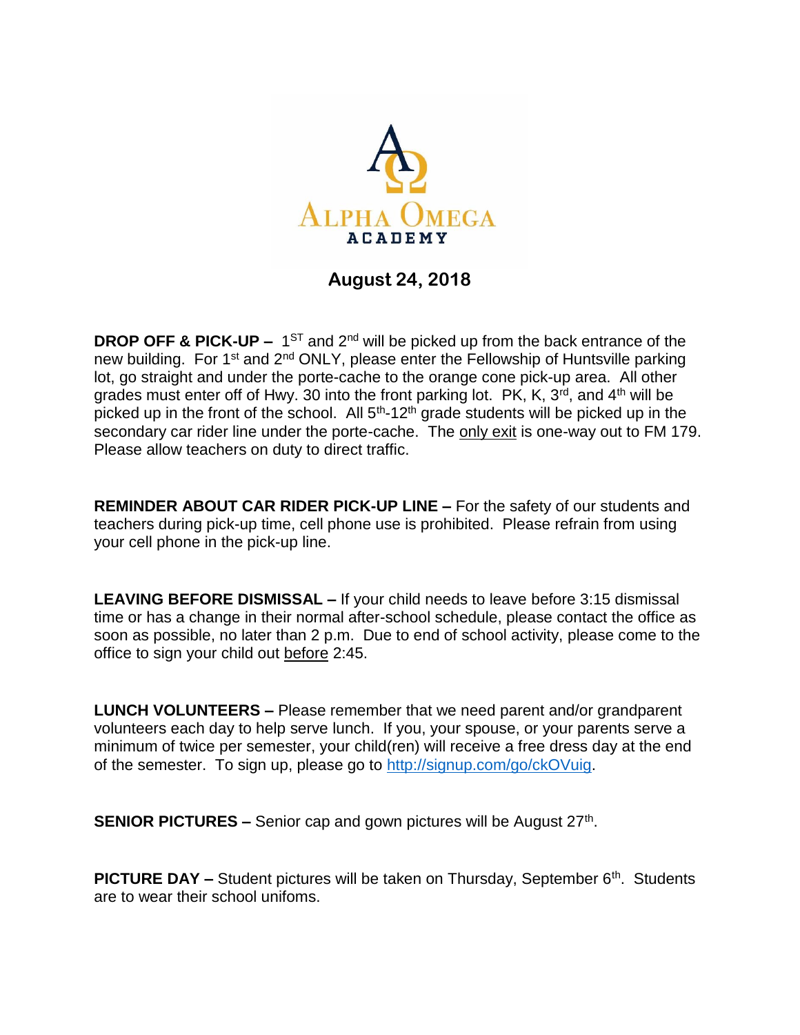Alpha Omega Academy

## August 24, 2018

**DROP OFF & PICK-UP –** 1ST and 2nd will be picked up from the back entrance of the new building. For 1st and 2nd ONLY, please enter the Fellowship of Huntsville parking lot, go straight and under the porte-cache to the orange cone pick-up area. All other grades must enter off of Hwy. 30 into the front parking lot. PK, K, 3rd, and 4th will be picked up in the front of the school. All 5th-12th grade students will be picked up in the secondary car rider line under the porte-cache. The only exit is one-way out to FM 179. Please allow teachers on duty to direct traffic.

**REMINDER ABOUT CAR RIDER PICK-UP LINE –** For the safety of our students and teachers during pick-up time, cell phone use is prohibited. Please refrain from using your cell phone in the pick-up line.

**LEAVING BEFORE DISMISSAL –** If your child needs to leave before 3:15 dismissal time or has a change in their normal after-school schedule, please contact the office as soon as possible, no later than 2 p.m. Due to end of school activity, please come to the office to sign your child out before 2:45.

**LUNCH VOLUNTEERS –** Please remember that we need parent and/or grandparent volunteers each day to help serve lunch. If you, your spouse, or your parents serve a minimum of twice per semester, your child(ren) will receive a free dress day at the end of the semester. To sign up, please go to http://signup.com/go/ckOVuig.

**SENIOR PICTURES –** Senior cap and gown pictures will be August 27th.

**PICTURE DAY –** Student pictures will be taken on Thursday, September 6th. Students are to wear their school unifoms.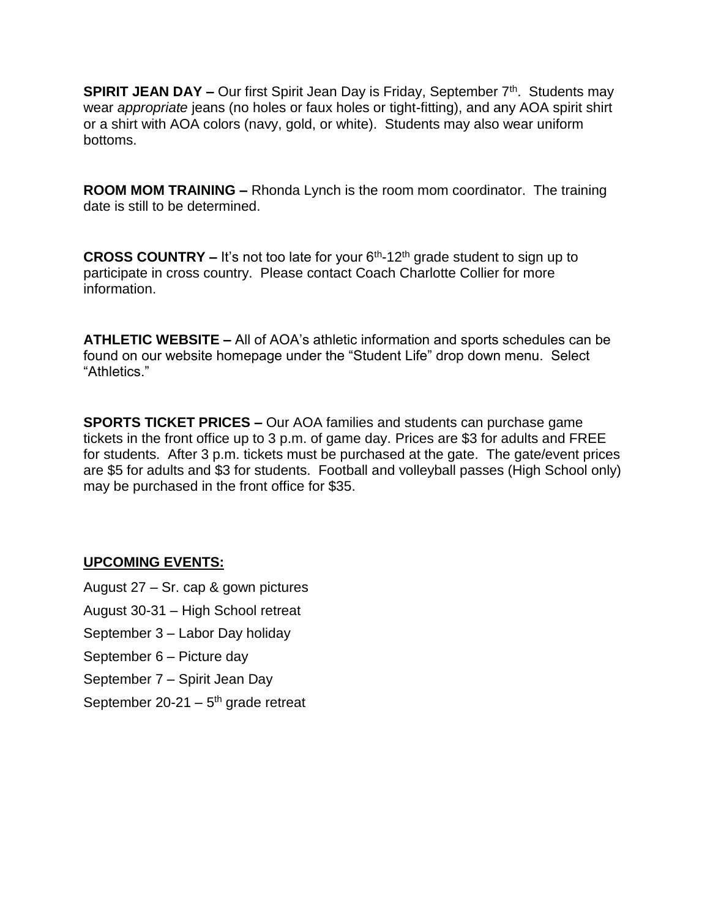**SPIRIT JEAN DAY –** Our first Spirit Jean Day is Friday, September 7th. Students may wear *appropriate* jeans (no holes or faux holes or tight-fitting), and any AOA spirit shirt or a shirt with AOA colors (navy, gold, or white). Students may also wear uniform bottoms.

**ROOM MOM TRAINING –** Rhonda Lynch is the room mom coordinator. The training date is still to be determined.

**CROSS COUNTRY –** It's not too late for your 6th-12th grade student to sign up to participate in cross country. Please contact Coach Charlotte Collier for more information.

**ATHLETIC WEBSITE –** All of AOA's athletic information and sports schedules can be found on our website homepage under the "Student Life" drop down menu. Select "Athletics."

**SPORTS TICKET PRICES –** Our AOA families and students can purchase game tickets in the front office up to 3 p.m. of game day. Prices are $3 for adults and FREE for students. After 3 p.m. tickets must be purchased at the gate. The gate/event prices are $5 for adults and $3 for students. Football and volleyball passes (High School only) may be purchased in the front office for $35.

**UPCOMING EVENTS:**

August 27 – Sr. cap & gown pictures

August 30-31 – High School retreat

September 3 – Labor Day holiday

September 6 – Picture day

September 7 – Spirit Jean Day

September 20-21 – 5th grade retreat